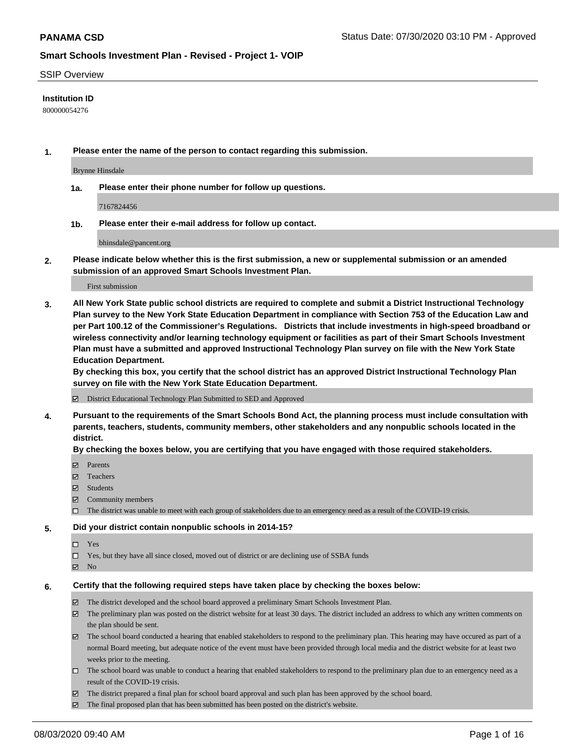**PANAMA CSD** Status Date: 07/30/2020 03:10 PM - Approved

**Smart Schools Investment Plan - Revised - Project 1- VOIP**

SSIP Overview

**Institution ID**

800000054276

**1. Please enter the name of the person to contact regarding this submission.**

Brynne Hinsdale

**1a. Please enter their phone number for follow up questions.**

7167824456

**1b. Please enter their e-mail address for follow up contact.**

bhinsdale@pancent.org

**2. Please indicate below whether this is the first submission, a new or supplemental submission or an amended submission of an approved Smart Schools Investment Plan.**

First submission

**3. All New York State public school districts are required to complete and submit a District Instructional Technology Plan survey to the New York State Education Department in compliance with Section 753 of the Education Law and per Part 100.12 of the Commissioner's Regulations. Districts that include investments in high-speed broadband or wireless connectivity and/or learning technology equipment or facilities as part of their Smart Schools Investment Plan must have a submitted and approved Instructional Technology Plan survey on file with the New York State Education Department.**
**By checking this box, you certify that the school district has an approved District Instructional Technology Plan survey on file with the New York State Education Department.**

- [x] District Educational Technology Plan Submitted to SED and Approved

**4. Pursuant to the requirements of the Smart Schools Bond Act, the planning process must include consultation with parents, teachers, students, community members, other stakeholders and any nonpublic schools located in the district.**
**By checking the boxes below, you are certifying that you have engaged with those required stakeholders.**

- [x] Parents
- [x] Teachers
- [x] Students
- [x] Community members
- [ ] The district was unable to meet with each group of stakeholders due to an emergency need as a result of the COVID-19 crisis.

**5. Did your district contain nonpublic schools in 2014-15?**

- [ ] Yes
- [ ] Yes, but they have all since closed, moved out of district or are declining use of SSBA funds
- [x] No

**6. Certify that the following required steps have taken place by checking the boxes below:**

- [x] The district developed and the school board approved a preliminary Smart Schools Investment Plan.
- [x] The preliminary plan was posted on the district website for at least 30 days. The district included an address to which any written comments on the plan should be sent.
- [x] The school board conducted a hearing that enabled stakeholders to respond to the preliminary plan. This hearing may have occured as part of a normal Board meeting, but adequate notice of the event must have been provided through local media and the district website for at least two weeks prior to the meeting.
- [ ] The school board was unable to conduct a hearing that enabled stakeholders to respond to the preliminary plan due to an emergency need as a result of the COVID-19 crisis.
- [x] The district prepared a final plan for school board approval and such plan has been approved by the school board.
- [x] The final proposed plan that has been submitted has been posted on the district's website.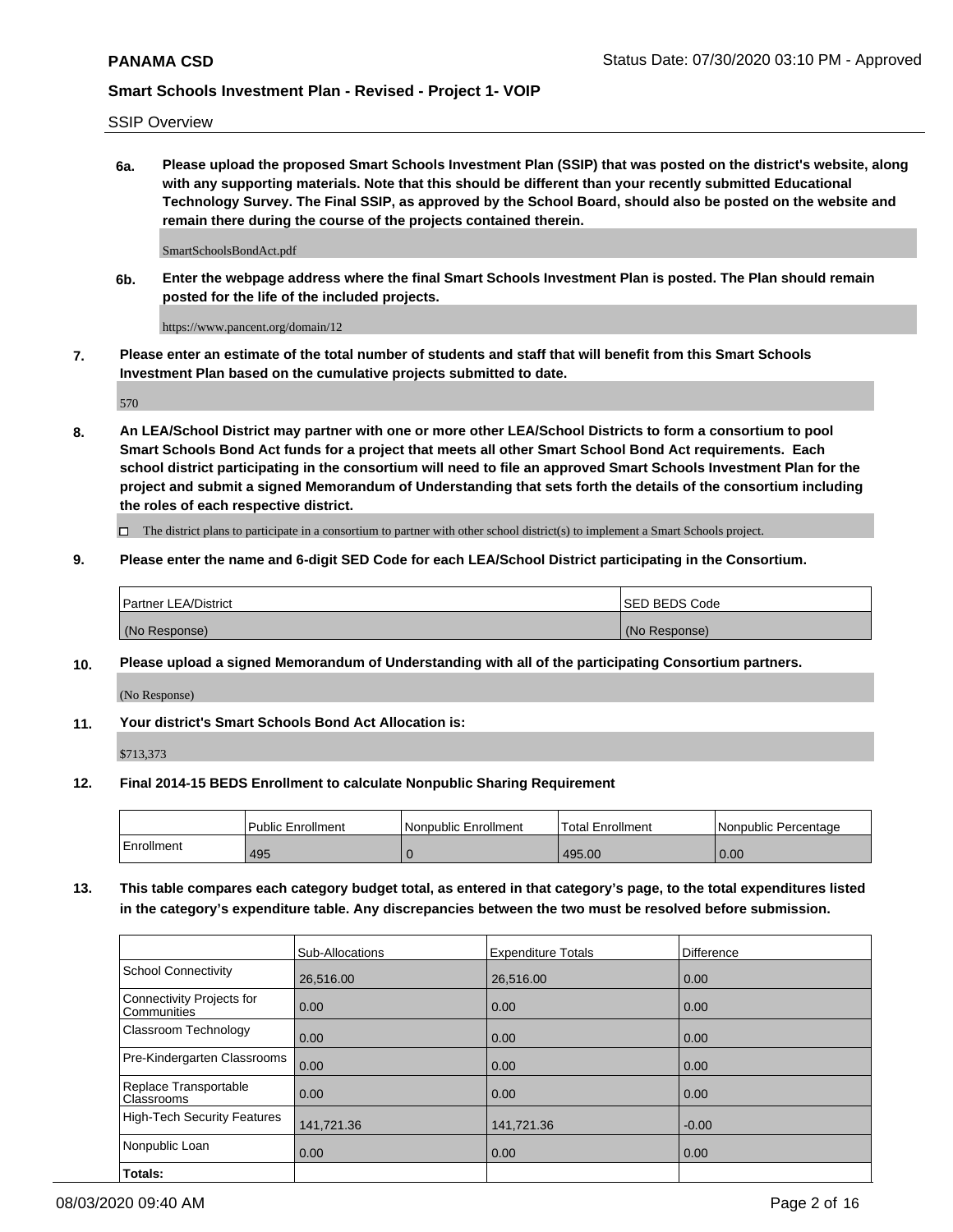SSIP Overview

**6a. Please upload the proposed Smart Schools Investment Plan (SSIP) that was posted on the district's website, along with any supporting materials. Note that this should be different than your recently submitted Educational Technology Survey. The Final SSIP, as approved by the School Board, should also be posted on the website and remain there during the course of the projects contained therein.**

SmartSchoolsBondAct.pdf

**6b. Enter the webpage address where the final Smart Schools Investment Plan is posted. The Plan should remain posted for the life of the included projects.**

https://www.pancent.org/domain/12

**7. Please enter an estimate of the total number of students and staff that will benefit from this Smart Schools Investment Plan based on the cumulative projects submitted to date.**

570

**8. An LEA/School District may partner with one or more other LEA/School Districts to form a consortium to pool Smart Schools Bond Act funds for a project that meets all other Smart School Bond Act requirements. Each school district participating in the consortium will need to file an approved Smart Schools Investment Plan for the project and submit a signed Memorandum of Understanding that sets forth the details of the consortium including the roles of each respective district.**

☐ The district plans to participate in a consortium to partner with other school district(s) to implement a Smart Schools project.

**9. Please enter the name and 6-digit SED Code for each LEA/School District participating in the Consortium.**

| Partner LEA/District | SED BEDS Code |
|---|---|
| (No Response) | (No Response) |

**10. Please upload a signed Memorandum of Understanding with all of the participating Consortium partners.**

(No Response)

**11. Your district's Smart Schools Bond Act Allocation is:**

$713,373

**12. Final 2014-15 BEDS Enrollment to calculate Nonpublic Sharing Requirement**

| | Public Enrollment | Nonpublic Enrollment | Total Enrollment | Nonpublic Percentage |
|---|---|---|---|---|
| Enrollment | 495 | 0 | 495.00 | 0.00 |

**13. This table compares each category budget total, as entered in that category's page, to the total expenditures listed in the category's expenditure table. Any discrepancies between the two must be resolved before submission.**

| | Sub-Allocations | Expenditure Totals | Difference |
|---|---|---|---|
| School Connectivity | 26,516.00 | 26,516.00 | 0.00 |
| Connectivity Projects for Communities | 0.00 | 0.00 | 0.00 |
| Classroom Technology | 0.00 | 0.00 | 0.00 |
| Pre-Kindergarten Classrooms | 0.00 | 0.00 | 0.00 |
| Replace Transportable Classrooms | 0.00 | 0.00 | 0.00 |
| High-Tech Security Features | 141,721.36 | 141,721.36 | -0.00 |
| Nonpublic Loan | 0.00 | 0.00 | 0.00 |
| **Totals:** | | | |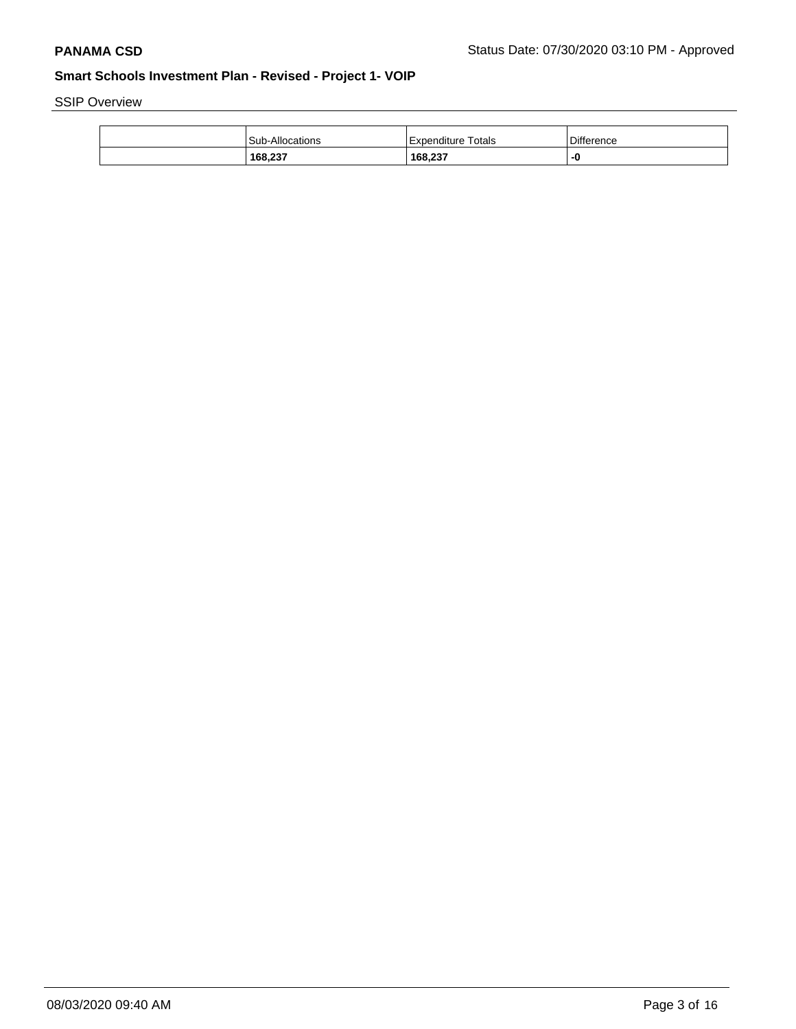**PANAMA CSD** Status Date: 07/30/2020 03:10 PM - Approved

## Smart Schools Investment Plan - Revised - Project 1- VOIP

SSIP Overview

| | Sub-Allocations | Expenditure Totals | Difference |
|---|---|---|---|
| | **168,237** | **168,237** | **-0** |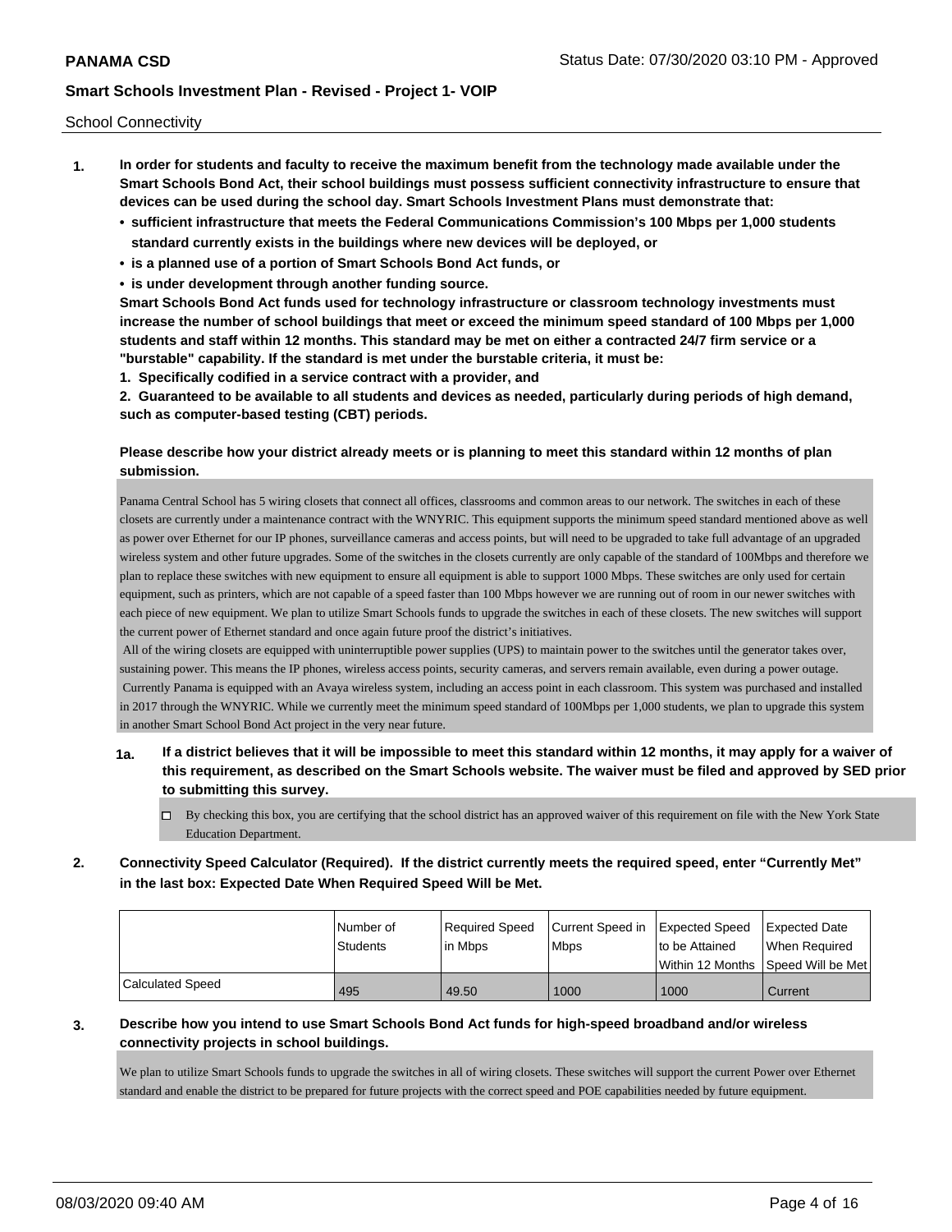School Connectivity

1. **In order for students and faculty to receive the maximum benefit from the technology made available under the Smart Schools Bond Act, their school buildings must possess sufficient connectivity infrastructure to ensure that devices can be used during the school day. Smart Schools Investment Plans must demonstrate that:**
   - **sufficient infrastructure that meets the Federal Communications Commission's 100 Mbps per 1,000 students standard currently exists in the buildings where new devices will be deployed, or**
   - **is a planned use of a portion of Smart Schools Bond Act funds, or**
   - **is under development through another funding source.**

   **Smart Schools Bond Act funds used for technology infrastructure or classroom technology investments must increase the number of school buildings that meet or exceed the minimum speed standard of 100 Mbps per 1,000 students and staff within 12 months. This standard may be met on either a contracted 24/7 firm service or a "burstable" capability. If the standard is met under the burstable criteria, it must be:**

   **1. Specifically codified in a service contract with a provider, and**

   **2. Guaranteed to be available to all students and devices as needed, particularly during periods of high demand, such as computer-based testing (CBT) periods.**

   **Please describe how your district already meets or is planning to meet this standard within 12 months of plan submission.**

   Panama Central School has 5 wiring closets that connect all offices, classrooms and common areas to our network. The switches in each of these closets are currently under a maintenance contract with the WNYRIC. This equipment supports the minimum speed standard mentioned above as well as power over Ethernet for our IP phones, surveillance cameras and access points, but will need to be upgraded to take full advantage of an upgraded wireless system and other future upgrades. Some of the switches in the closets currently are only capable of the standard of 100Mbps and therefore we plan to replace these switches with new equipment to ensure all equipment is able to support 1000 Mbps. These switches are only used for certain equipment, such as printers, which are not capable of a speed faster than 100 Mbps however we are running out of room in our newer switches with each piece of new equipment. We plan to utilize Smart Schools funds to upgrade the switches in each of these closets. The new switches will support the current power of Ethernet standard and once again future proof the district's initiatives.

   All of the wiring closets are equipped with uninterruptible power supplies (UPS) to maintain power to the switches until the generator takes over, sustaining power. This means the IP phones, wireless access points, security cameras, and servers remain available, even during a power outage.

   Currently Panama is equipped with an Avaya wireless system, including an access point in each classroom. This system was purchased and installed in 2017 through the WNYRIC. While we currently meet the minimum speed standard of 100Mbps per 1,000 students, we plan to upgrade this system in another Smart School Bond Act project in the very near future.

   **1a. If a district believes that it will be impossible to meet this standard within 12 months, it may apply for a waiver of this requirement, as described on the Smart Schools website. The waiver must be filed and approved by SED prior to submitting this survey.**

   ☐ By checking this box, you are certifying that the school district has an approved waiver of this requirement on file with the New York State Education Department.

2. **Connectivity Speed Calculator (Required). If the district currently meets the required speed, enter "Currently Met" in the last box: Expected Date When Required Speed Will be Met.**

| | Number of Students | Required Speed in Mbps | Current Speed in Mbps | Expected Speed to be Attained Within 12 Months | Expected Date When Required Speed Will be Met |
|---|---|---|---|---|---|
| Calculated Speed | 495 | 49.50 | 1000 | 1000 | Current |

3. **Describe how you intend to use Smart Schools Bond Act funds for high-speed broadband and/or wireless connectivity projects in school buildings.**

   We plan to utilize Smart Schools funds to upgrade the switches in all of wiring closets. These switches will support the current Power over Ethernet standard and enable the district to be prepared for future projects with the correct speed and POE capabilities needed by future equipment.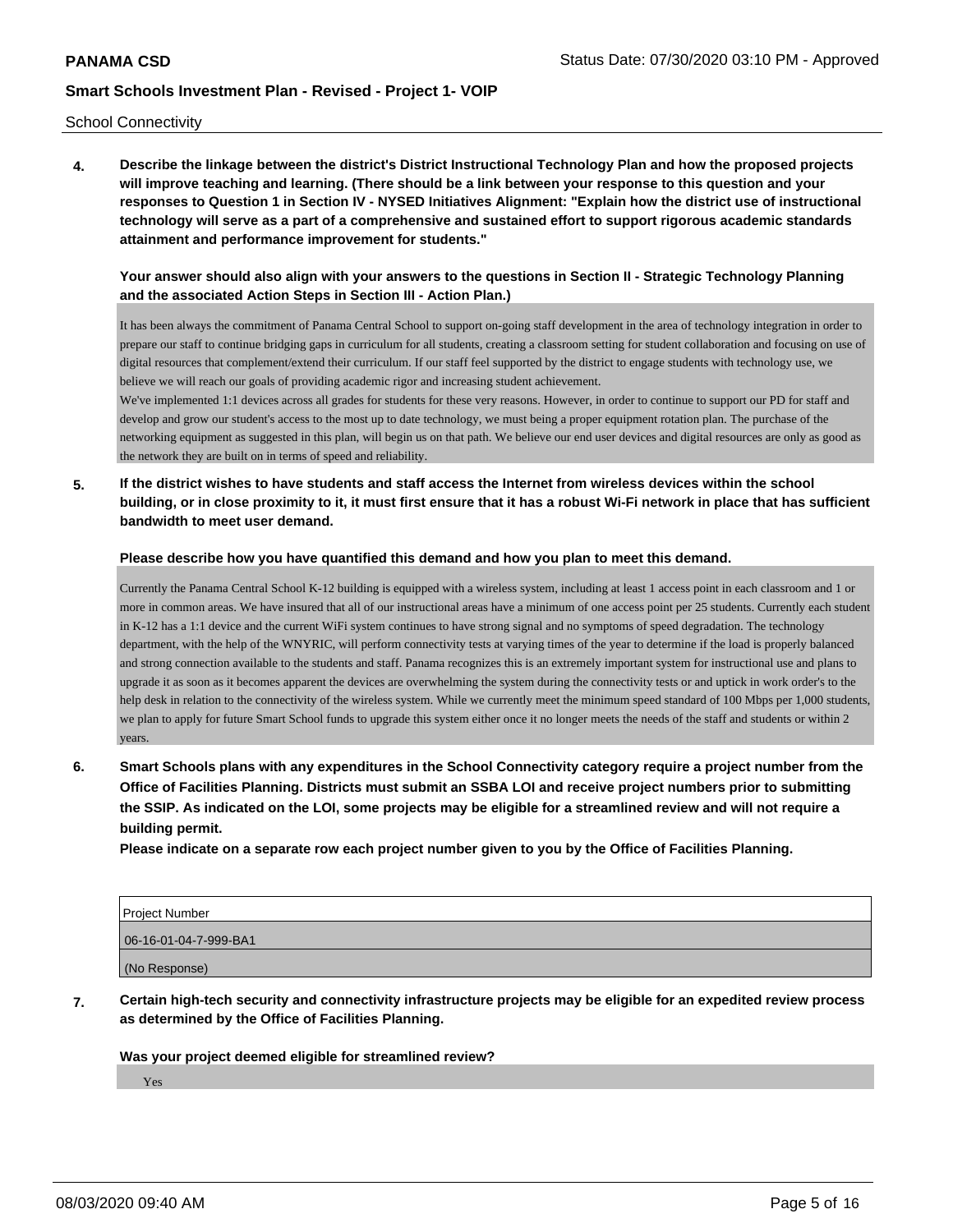School Connectivity

**4. Describe the linkage between the district's District Instructional Technology Plan and how the proposed projects will improve teaching and learning. (There should be a link between your response to this question and your responses to Question 1 in Section IV - NYSED Initiatives Alignment: "Explain how the district use of instructional technology will serve as a part of a comprehensive and sustained effort to support rigorous academic standards attainment and performance improvement for students."**

**Your answer should also align with your answers to the questions in Section II - Strategic Technology Planning and the associated Action Steps in Section III - Action Plan.)**

It has been always the commitment of Panama Central School to support on-going staff development in the area of technology integration in order to prepare our staff to continue bridging gaps in curriculum for all students, creating a classroom setting for student collaboration and focusing on use of digital resources that complement/extend their curriculum. If our staff feel supported by the district to engage students with technology use, we believe we will reach our goals of providing academic rigor and increasing student achievement.
We've implemented 1:1 devices across all grades for students for these very reasons. However, in order to continue to support our PD for staff and develop and grow our student's access to the most up to date technology, we must being a proper equipment rotation plan. The purchase of the networking equipment as suggested in this plan, will begin us on that path. We believe our end user devices and digital resources are only as good as the network they are built on in terms of speed and reliability.

**5. If the district wishes to have students and staff access the Internet from wireless devices within the school building, or in close proximity to it, it must first ensure that it has a robust Wi-Fi network in place that has sufficient bandwidth to meet user demand.**

**Please describe how you have quantified this demand and how you plan to meet this demand.**

Currently the Panama Central School K-12 building is equipped with a wireless system, including at least 1 access point in each classroom and 1 or more in common areas. We have insured that all of our instructional areas have a minimum of one access point per 25 students. Currently each student in K-12 has a 1:1 device and the current WiFi system continues to have strong signal and no symptoms of speed degradation. The technology department, with the help of the WNYRIC, will perform connectivity tests at varying times of the year to determine if the load is properly balanced and strong connection available to the students and staff. Panama recognizes this is an extremely important system for instructional use and plans to upgrade it as soon as it becomes apparent the devices are overwhelming the system during the connectivity tests or and uptick in work order's to the help desk in relation to the connectivity of the wireless system. While we currently meet the minimum speed standard of 100 Mbps per 1,000 students, we plan to apply for future Smart School funds to upgrade this system either once it no longer meets the needs of the staff and students or within 2 years.

**6. Smart Schools plans with any expenditures in the School Connectivity category require a project number from the Office of Facilities Planning. Districts must submit an SSBA LOI and receive project numbers prior to submitting the SSIP. As indicated on the LOI, some projects may be eligible for a streamlined review and will not require a building permit.**
**Please indicate on a separate row each project number given to you by the Office of Facilities Planning.**

| Project Number |
|---|
| 06-16-01-04-7-999-BA1 |
| (No Response) |

**7. Certain high-tech security and connectivity infrastructure projects may be eligible for an expedited review process as determined by the Office of Facilities Planning.**

**Was your project deemed eligible for streamlined review?**

Yes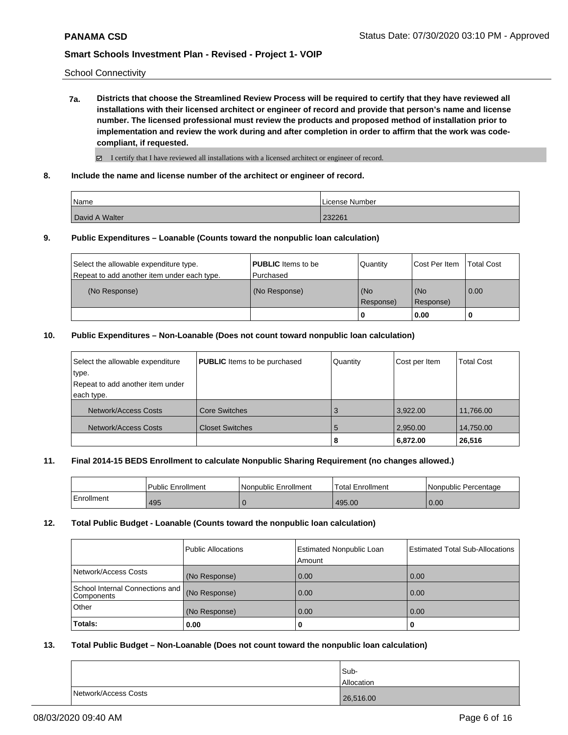School Connectivity

**7a. Districts that choose the Streamlined Review Process will be required to certify that they have reviewed all installations with their licensed architect or engineer of record and provide that person's name and license number. The licensed professional must review the products and proposed method of installation prior to implementation and review the work during and after completion in order to affirm that the work was code-compliant, if requested.**

☑ I certify that I have reviewed all installations with a licensed architect or engineer of record.

**8. Include the name and license number of the architect or engineer of record.**

| Name | License Number |
|---|---|
| David A Walter | 232261 |

**9. Public Expenditures – Loanable (Counts toward the nonpublic loan calculation)**

| Select the allowable expenditure type. Repeat to add another item under each type. | **PUBLIC** Items to be Purchased | Quantity | Cost Per Item | Total Cost |
|---|---|---|---|---|
| (No Response) | (No Response) | (No Response) | (No Response) | 0.00 |
| | | **0** | **0.00** | **0** |

**10. Public Expenditures – Non-Loanable (Does not count toward nonpublic loan calculation)**

| Select the allowable expenditure type. Repeat to add another item under each type. | **PUBLIC** Items to be purchased | Quantity | Cost per Item | Total Cost |
|---|---|---|---|---|
| Network/Access Costs | Core Switches | 3 | 3,922.00 | 11,766.00 |
| Network/Access Costs | Closet Switches | 5 | 2,950.00 | 14,750.00 |
| | | **8** | **6,872.00** | **26,516** |

**11. Final 2014-15 BEDS Enrollment to calculate Nonpublic Sharing Requirement (no changes allowed.)**

| | Public Enrollment | Nonpublic Enrollment | Total Enrollment | Nonpublic Percentage |
|---|---|---|---|---|
| Enrollment | 495 | 0 | 495.00 | 0.00 |

**12. Total Public Budget - Loanable (Counts toward the nonpublic loan calculation)**

| | Public Allocations | Estimated Nonpublic Loan Amount | Estimated Total Sub-Allocations |
|---|---|---|---|
| Network/Access Costs | (No Response) | 0.00 | 0.00 |
| School Internal Connections and Components | (No Response) | 0.00 | 0.00 |
| Other | (No Response) | 0.00 | 0.00 |
| **Totals:** | **0.00** | **0** | **0** |

**13. Total Public Budget – Non-Loanable (Does not count toward the nonpublic loan calculation)**

| | Sub-Allocation |
|---|---|
| Network/Access Costs | 26,516.00 |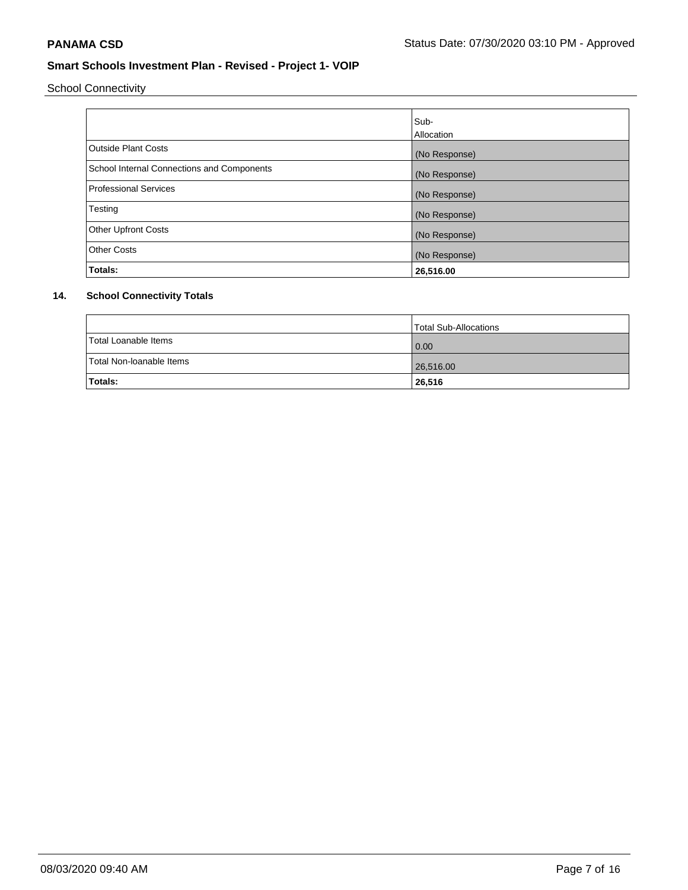**PANAMA CSD** Status Date: 07/30/2020 03:10 PM - Approved

## Smart Schools Investment Plan - Revised - Project 1- VOIP

School Connectivity

| | Sub-Allocation |
|---|---|
| Outside Plant Costs | (No Response) |
| School Internal Connections and Components | (No Response) |
| Professional Services | (No Response) |
| Testing | (No Response) |
| Other Upfront Costs | (No Response) |
| Other Costs | (No Response) |
| **Totals:** | **26,516.00** |

### 14. School Connectivity Totals

| | Total Sub-Allocations |
|---|---|
| Total Loanable Items | 0.00 |
| Total Non-loanable Items | 26,516.00 |
| **Totals:** | **26,516** |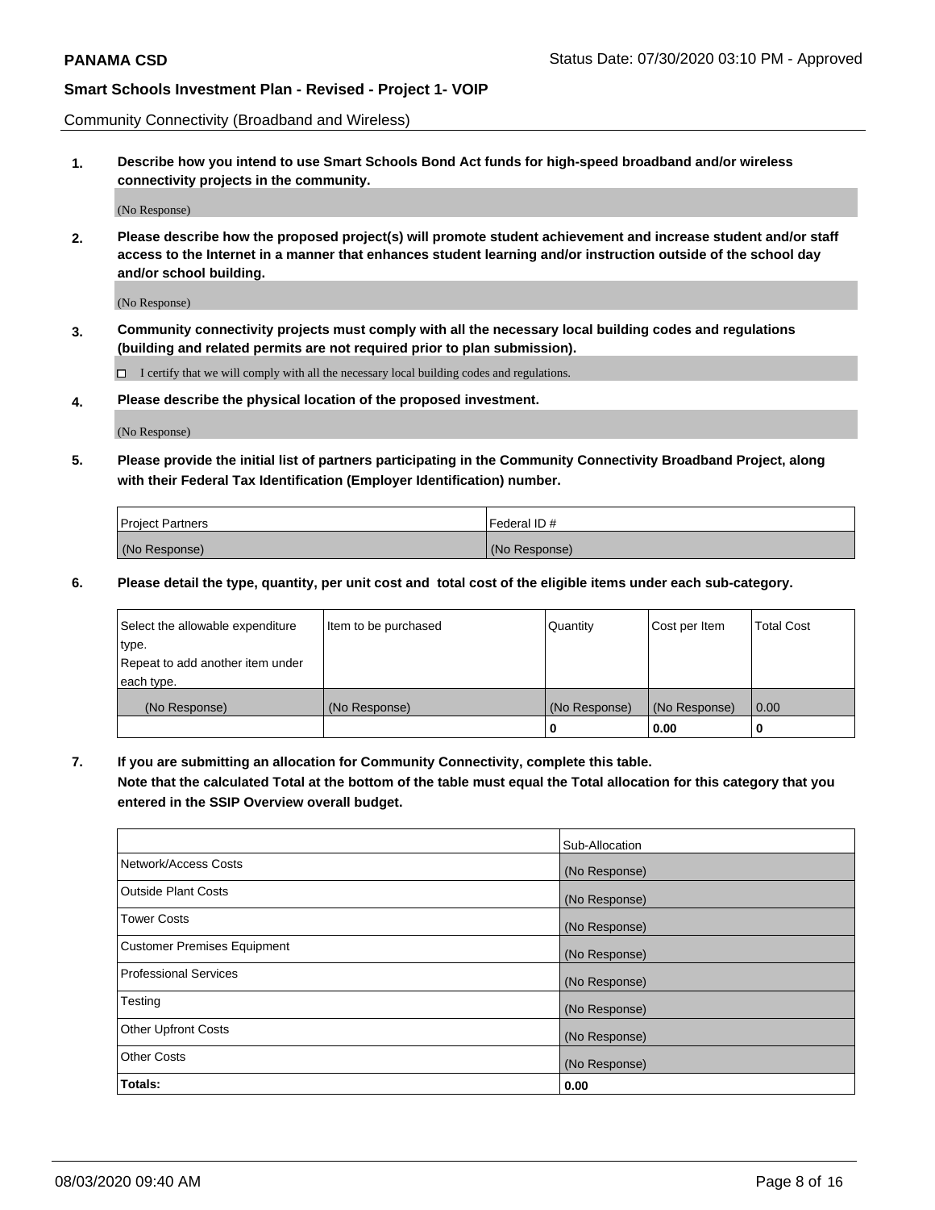Community Connectivity (Broadband and Wireless)

**1. Describe how you intend to use Smart Schools Bond Act funds for high-speed broadband and/or wireless connectivity projects in the community.**

(No Response)

**2. Please describe how the proposed project(s) will promote student achievement and increase student and/or staff access to the Internet in a manner that enhances student learning and/or instruction outside of the school day and/or school building.**

(No Response)

**3. Community connectivity projects must comply with all the necessary local building codes and regulations (building and related permits are not required prior to plan submission).**

☐ I certify that we will comply with all the necessary local building codes and regulations.

**4. Please describe the physical location of the proposed investment.**

(No Response)

**5. Please provide the initial list of partners participating in the Community Connectivity Broadband Project, along with their Federal Tax Identification (Employer Identification) number.**

| Project Partners | Federal ID # |
|---|---|
| (No Response) | (No Response) |

**6. Please detail the type, quantity, per unit cost and total cost of the eligible items under each sub-category.**

| Select the allowable expenditure type. Repeat to add another item under each type. | Item to be purchased | Quantity | Cost per Item | Total Cost |
|---|---|---|---|---|
| (No Response) | (No Response) | (No Response) | (No Response) | 0.00 |
| | | **0** | **0.00** | **0** |

**7. If you are submitting an allocation for Community Connectivity, complete this table. Note that the calculated Total at the bottom of the table must equal the Total allocation for this category that you entered in the SSIP Overview overall budget.**

| | Sub-Allocation |
|---|---|
| Network/Access Costs | (No Response) |
| Outside Plant Costs | (No Response) |
| Tower Costs | (No Response) |
| Customer Premises Equipment | (No Response) |
| Professional Services | (No Response) |
| Testing | (No Response) |
| Other Upfront Costs | (No Response) |
| Other Costs | (No Response) |
| **Totals:** | **0.00** |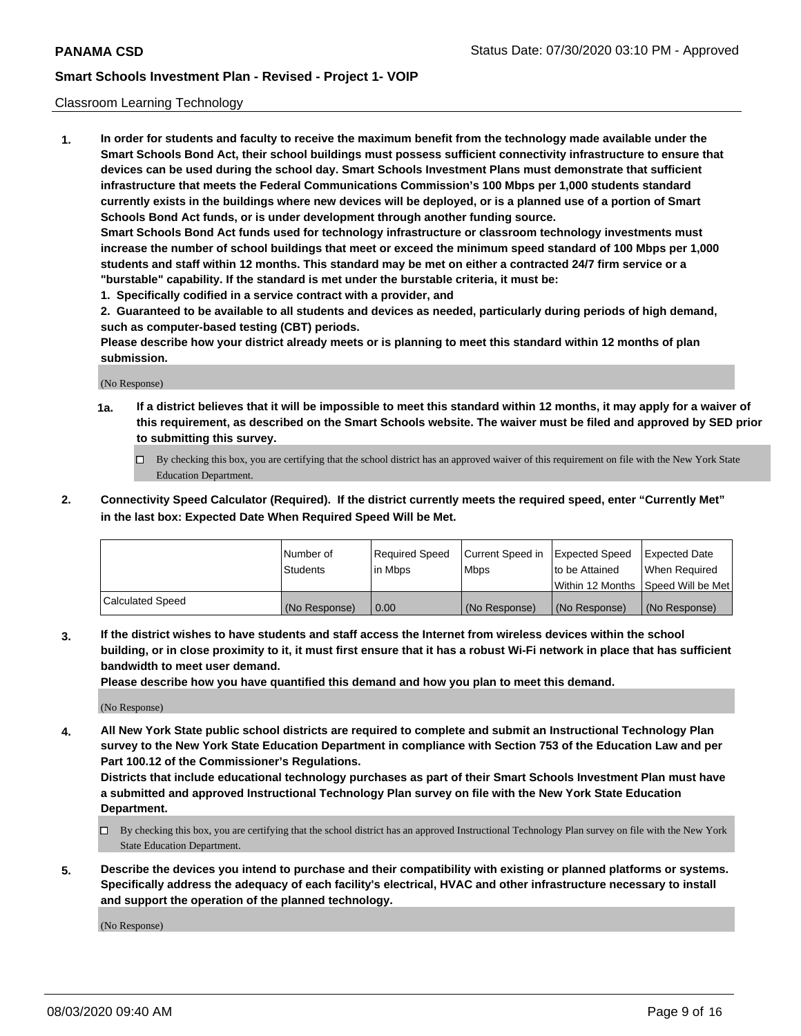Classroom Learning Technology

1. **In order for students and faculty to receive the maximum benefit from the technology made available under the Smart Schools Bond Act, their school buildings must possess sufficient connectivity infrastructure to ensure that devices can be used during the school day. Smart Schools Investment Plans must demonstrate that sufficient infrastructure that meets the Federal Communications Commission's 100 Mbps per 1,000 students standard currently exists in the buildings where new devices will be deployed, or is a planned use of a portion of Smart Schools Bond Act funds, or is under development through another funding source.**

   **Smart Schools Bond Act funds used for technology infrastructure or classroom technology investments must increase the number of school buildings that meet or exceed the minimum speed standard of 100 Mbps per 1,000 students and staff within 12 months. This standard may be met on either a contracted 24/7 firm service or a "burstable" capability. If the standard is met under the burstable criteria, it must be:**

   **1. Specifically codified in a service contract with a provider, and**

   **2. Guaranteed to be available to all students and devices as needed, particularly during periods of high demand, such as computer-based testing (CBT) periods.**

   **Please describe how your district already meets or is planning to meet this standard within 12 months of plan submission.**

   (No Response)

   **1a. If a district believes that it will be impossible to meet this standard within 12 months, it may apply for a waiver of this requirement, as described on the Smart Schools website. The waiver must be filed and approved by SED prior to submitting this survey.**

   ☐ By checking this box, you are certifying that the school district has an approved waiver of this requirement on file with the New York State Education Department.

2. **Connectivity Speed Calculator (Required). If the district currently meets the required speed, enter "Currently Met" in the last box: Expected Date When Required Speed Will be Met.**

| | Number of Students | Required Speed in Mbps | Current Speed in Mbps | Expected Speed to be Attained Within 12 Months | Expected Date When Required Speed Will be Met |
|---|---|---|---|---|---|
| Calculated Speed | (No Response) | 0.00 | (No Response) | (No Response) | (No Response) |

3. **If the district wishes to have students and staff access the Internet from wireless devices within the school building, or in close proximity to it, it must first ensure that it has a robust Wi-Fi network in place that has sufficient bandwidth to meet user demand.**

   **Please describe how you have quantified this demand and how you plan to meet this demand.**

   (No Response)

4. **All New York State public school districts are required to complete and submit an Instructional Technology Plan survey to the New York State Education Department in compliance with Section 753 of the Education Law and per Part 100.12 of the Commissioner's Regulations.**

   **Districts that include educational technology purchases as part of their Smart Schools Investment Plan must have a submitted and approved Instructional Technology Plan survey on file with the New York State Education Department.**

   ☐ By checking this box, you are certifying that the school district has an approved Instructional Technology Plan survey on file with the New York State Education Department.

5. **Describe the devices you intend to purchase and their compatibility with existing or planned platforms or systems. Specifically address the adequacy of each facility's electrical, HVAC and other infrastructure necessary to install and support the operation of the planned technology.**

   (No Response)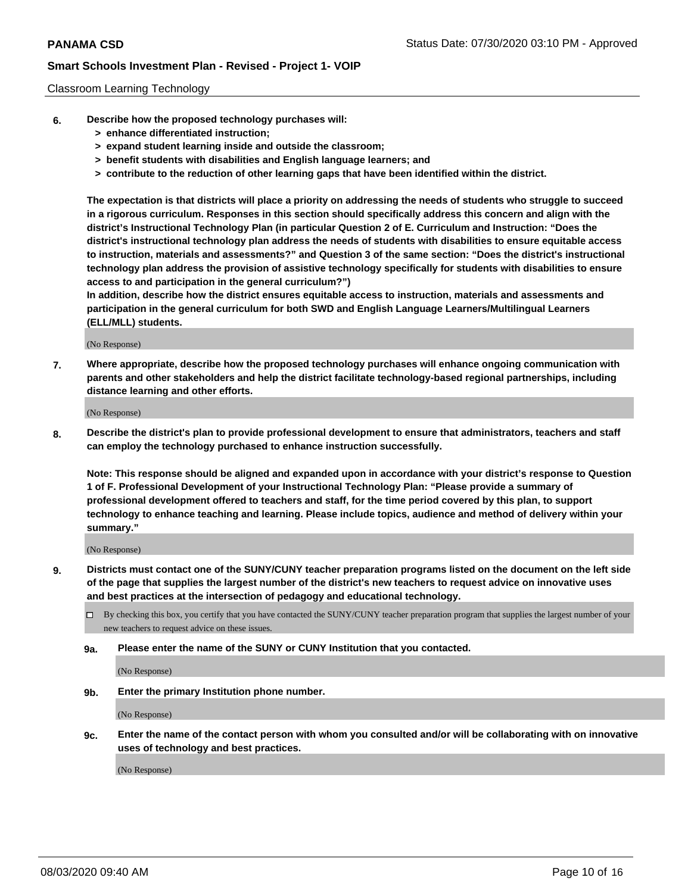Classroom Learning Technology

6. **Describe how the proposed technology purchases will:**
   - **> enhance differentiated instruction;**
   - **> expand student learning inside and outside the classroom;**
   - **> benefit students with disabilities and English language learners; and**
   - **> contribute to the reduction of other learning gaps that have been identified within the district.**

   **The expectation is that districts will place a priority on addressing the needs of students who struggle to succeed in a rigorous curriculum. Responses in this section should specifically address this concern and align with the district's Instructional Technology Plan (in particular Question 2 of E. Curriculum and Instruction: "Does the district's instructional technology plan address the needs of students with disabilities to ensure equitable access to instruction, materials and assessments?" and Question 3 of the same section: "Does the district's instructional technology plan address the provision of assistive technology specifically for students with disabilities to ensure access to and participation in the general curriculum?")**

   **In addition, describe how the district ensures equitable access to instruction, materials and assessments and participation in the general curriculum for both SWD and English Language Learners/Multilingual Learners (ELL/MLL) students.**

   (No Response)

7. **Where appropriate, describe how the proposed technology purchases will enhance ongoing communication with parents and other stakeholders and help the district facilitate technology-based regional partnerships, including distance learning and other efforts.**

   (No Response)

8. **Describe the district's plan to provide professional development to ensure that administrators, teachers and staff can employ the technology purchased to enhance instruction successfully.**

   **Note: This response should be aligned and expanded upon in accordance with your district's response to Question 1 of F. Professional Development of your Instructional Technology Plan: "Please provide a summary of professional development offered to teachers and staff, for the time period covered by this plan, to support technology to enhance teaching and learning. Please include topics, audience and method of delivery within your summary."**

   (No Response)

9. **Districts must contact one of the SUNY/CUNY teacher preparation programs listed on the document on the left side of the page that supplies the largest number of the district's new teachers to request advice on innovative uses and best practices at the intersection of pedagogy and educational technology.**

   ☐ By checking this box, you certify that you have contacted the SUNY/CUNY teacher preparation program that supplies the largest number of your new teachers to request advice on these issues.

   **9a. Please enter the name of the SUNY or CUNY Institution that you contacted.**

   (No Response)

   **9b. Enter the primary Institution phone number.**

   (No Response)

   **9c. Enter the name of the contact person with whom you consulted and/or will be collaborating with on innovative uses of technology and best practices.**

   (No Response)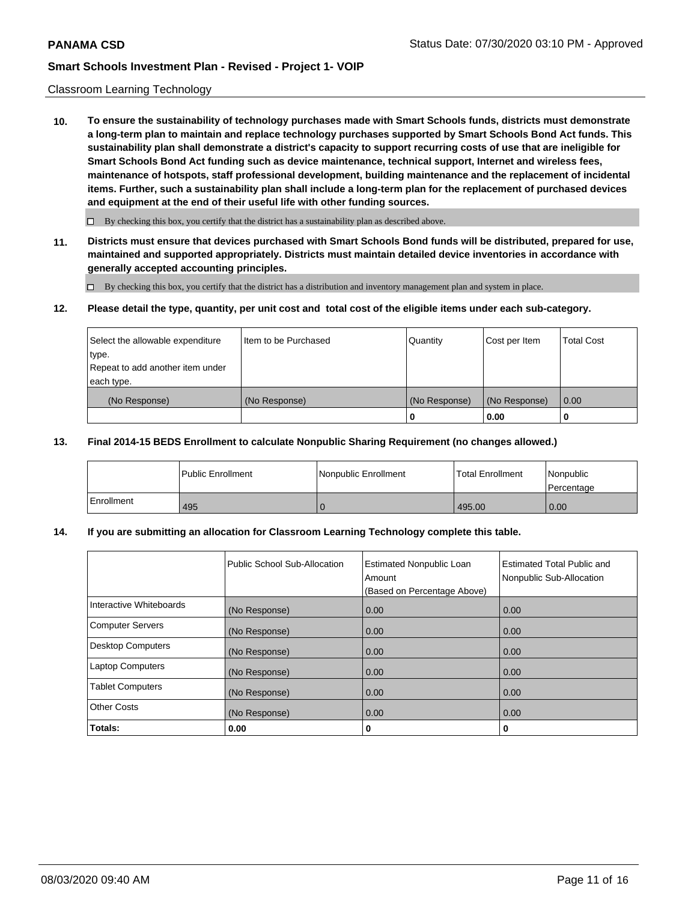Classroom Learning Technology

**10. To ensure the sustainability of technology purchases made with Smart Schools funds, districts must demonstrate a long-term plan to maintain and replace technology purchases supported by Smart Schools Bond Act funds. This sustainability plan shall demonstrate a district's capacity to support recurring costs of use that are ineligible for Smart Schools Bond Act funding such as device maintenance, technical support, Internet and wireless fees, maintenance of hotspots, staff professional development, building maintenance and the replacement of incidental items. Further, such a sustainability plan shall include a long-term plan for the replacement of purchased devices and equipment at the end of their useful life with other funding sources.**

☐ By checking this box, you certify that the district has a sustainability plan as described above.

**11. Districts must ensure that devices purchased with Smart Schools Bond funds will be distributed, prepared for use, maintained and supported appropriately. Districts must maintain detailed device inventories in accordance with generally accepted accounting principles.**

☐ By checking this box, you certify that the district has a distribution and inventory management plan and system in place.

**12. Please detail the type, quantity, per unit cost and total cost of the eligible items under each sub-category.**

| Select the allowable expenditure type. Repeat to add another item under each type. | Item to be Purchased | Quantity | Cost per Item | Total Cost |
|---|---|---|---|---|
| (No Response) | (No Response) | (No Response) | (No Response) | 0.00 |
| | | 0 | 0.00 | 0 |

**13. Final 2014-15 BEDS Enrollment to calculate Nonpublic Sharing Requirement (no changes allowed.)**

| | Public Enrollment | Nonpublic Enrollment | Total Enrollment | Nonpublic Percentage |
|---|---|---|---|---|
| Enrollment | 495 | 0 | 495.00 | 0.00 |

**14. If you are submitting an allocation for Classroom Learning Technology complete this table.**

| | Public School Sub-Allocation | Estimated Nonpublic Loan Amount (Based on Percentage Above) | Estimated Total Public and Nonpublic Sub-Allocation |
|---|---|---|---|
| Interactive Whiteboards | (No Response) | 0.00 | 0.00 |
| Computer Servers | (No Response) | 0.00 | 0.00 |
| Desktop Computers | (No Response) | 0.00 | 0.00 |
| Laptop Computers | (No Response) | 0.00 | 0.00 |
| Tablet Computers | (No Response) | 0.00 | 0.00 |
| Other Costs | (No Response) | 0.00 | 0.00 |
| **Totals:** | **0.00** | **0** | **0** |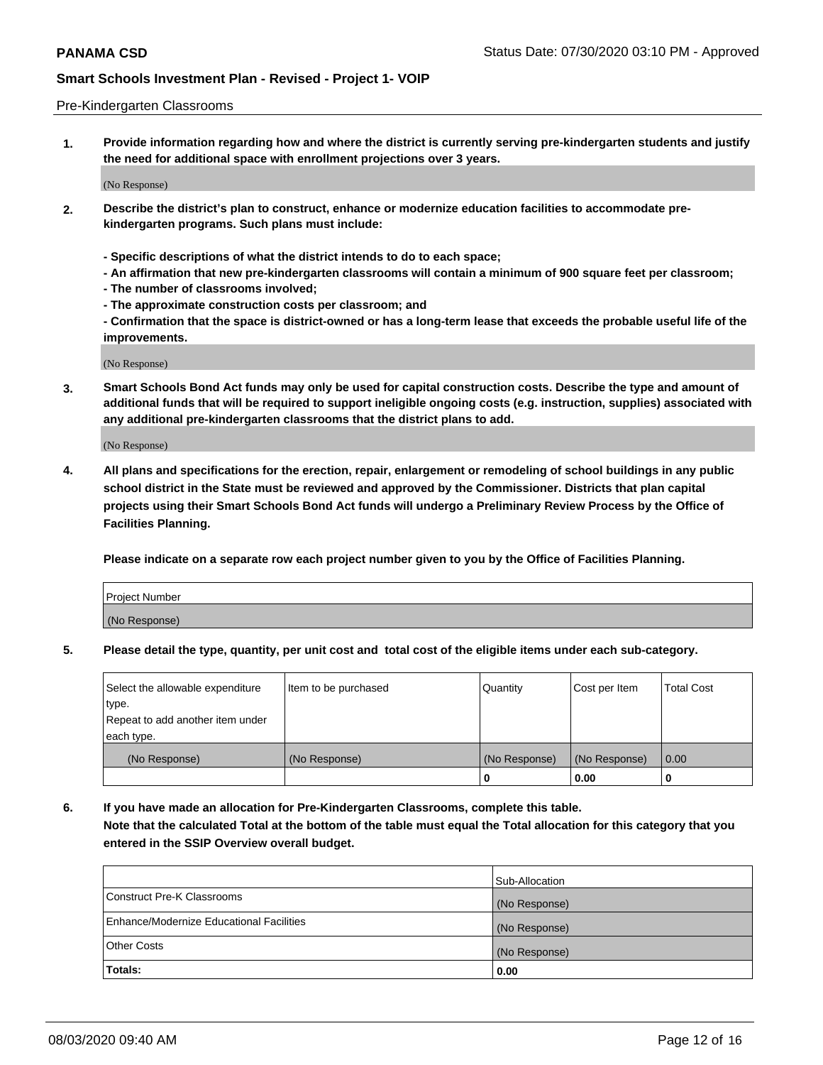Pre-Kindergarten Classrooms

**1. Provide information regarding how and where the district is currently serving pre-kindergarten students and justify the need for additional space with enrollment projections over 3 years.**

(No Response)

**2. Describe the district's plan to construct, enhance or modernize education facilities to accommodate pre-kindergarten programs. Such plans must include:**

**- Specific descriptions of what the district intends to do to each space;**
**- An affirmation that new pre-kindergarten classrooms will contain a minimum of 900 square feet per classroom;**
**- The number of classrooms involved;**
**- The approximate construction costs per classroom; and**
**- Confirmation that the space is district-owned or has a long-term lease that exceeds the probable useful life of the improvements.**

(No Response)

**3. Smart Schools Bond Act funds may only be used for capital construction costs. Describe the type and amount of additional funds that will be required to support ineligible ongoing costs (e.g. instruction, supplies) associated with any additional pre-kindergarten classrooms that the district plans to add.**

(No Response)

**4. All plans and specifications for the erection, repair, enlargement or remodeling of school buildings in any public school district in the State must be reviewed and approved by the Commissioner. Districts that plan capital projects using their Smart Schools Bond Act funds will undergo a Preliminary Review Process by the Office of Facilities Planning.**

**Please indicate on a separate row each project number given to you by the Office of Facilities Planning.**

| Project Number |
| --- |
| (No Response) |

**5. Please detail the type, quantity, per unit cost and total cost of the eligible items under each sub-category.**

| Select the allowable expenditure type. Repeat to add another item under each type. | Item to be purchased | Quantity | Cost per Item | Total Cost |
| --- | --- | --- | --- | --- |
| (No Response) | (No Response) | (No Response) | (No Response) | 0.00 |
| | | 0 | 0.00 | 0 |

**6. If you have made an allocation for Pre-Kindergarten Classrooms, complete this table.**
**Note that the calculated Total at the bottom of the table must equal the Total allocation for this category that you entered in the SSIP Overview overall budget.**

| | Sub-Allocation |
| --- | --- |
| Construct Pre-K Classrooms | (No Response) |
| Enhance/Modernize Educational Facilities | (No Response) |
| Other Costs | (No Response) |
| **Totals:** | **0.00** |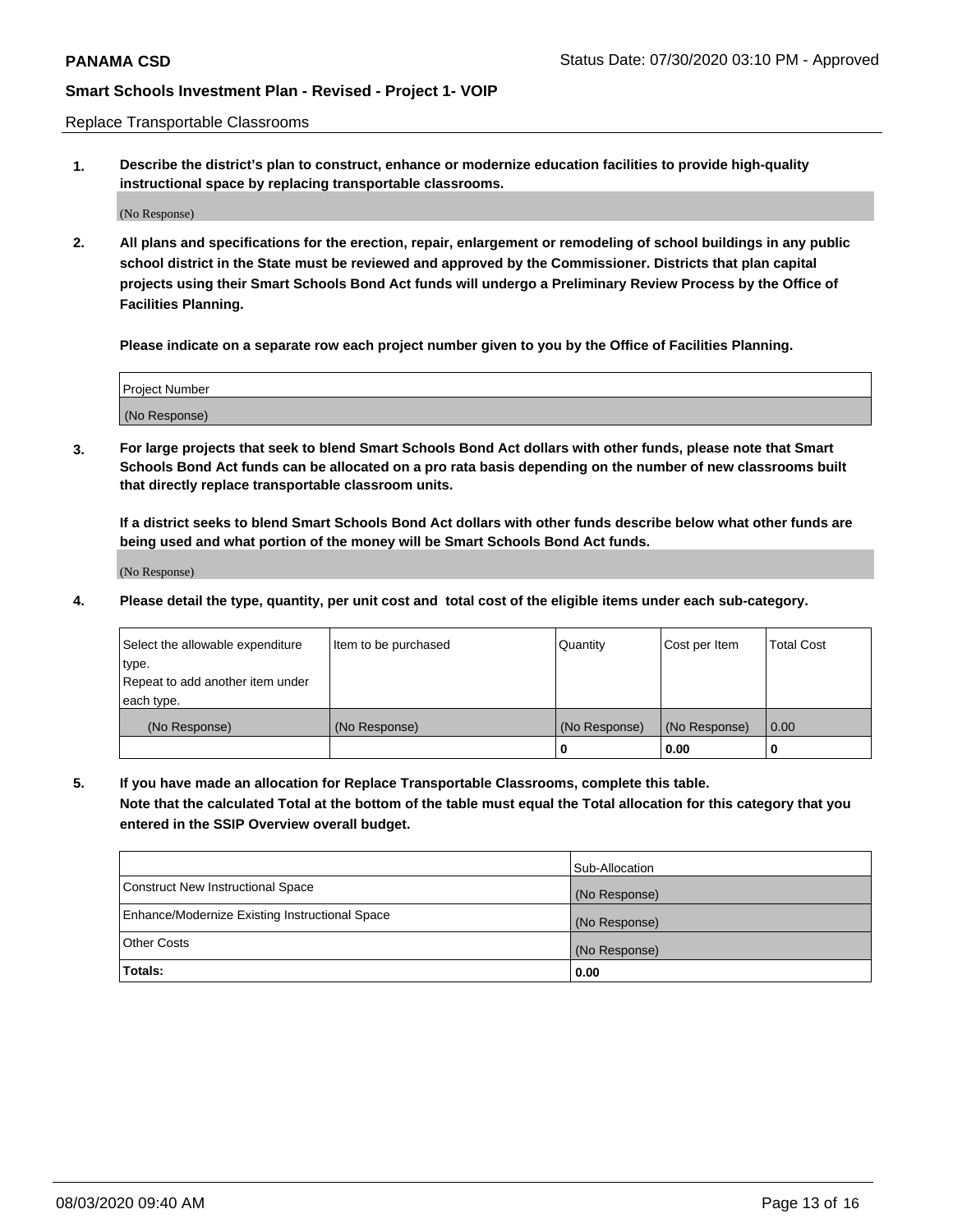Replace Transportable Classrooms

1. **Describe the district's plan to construct, enhance or modernize education facilities to provide high-quality instructional space by replacing transportable classrooms.**

(No Response)

2. **All plans and specifications for the erection, repair, enlargement or remodeling of school buildings in any public school district in the State must be reviewed and approved by the Commissioner. Districts that plan capital projects using their Smart Schools Bond Act funds will undergo a Preliminary Review Process by the Office of Facilities Planning.**

**Please indicate on a separate row each project number given to you by the Office of Facilities Planning.**

| Project Number |
|---|
| (No Response) |

3. **For large projects that seek to blend Smart Schools Bond Act dollars with other funds, please note that Smart Schools Bond Act funds can be allocated on a pro rata basis depending on the number of new classrooms built that directly replace transportable classroom units.**

**If a district seeks to blend Smart Schools Bond Act dollars with other funds describe below what other funds are being used and what portion of the money will be Smart Schools Bond Act funds.**

(No Response)

4. **Please detail the type, quantity, per unit cost and total cost of the eligible items under each sub-category.**

| Select the allowable expenditure type. Repeat to add another item under each type. | Item to be purchased | Quantity | Cost per Item | Total Cost |
|---|---|---|---|---|
| (No Response) | (No Response) | (No Response) | (No Response) | 0.00 |
| | | 0 | 0.00 | 0 |

5. **If you have made an allocation for Replace Transportable Classrooms, complete this table. Note that the calculated Total at the bottom of the table must equal the Total allocation for this category that you entered in the SSIP Overview overall budget.**

| | Sub-Allocation |
|---|---|
| Construct New Instructional Space | (No Response) |
| Enhance/Modernize Existing Instructional Space | (No Response) |
| Other Costs | (No Response) |
| **Totals:** | **0.00** |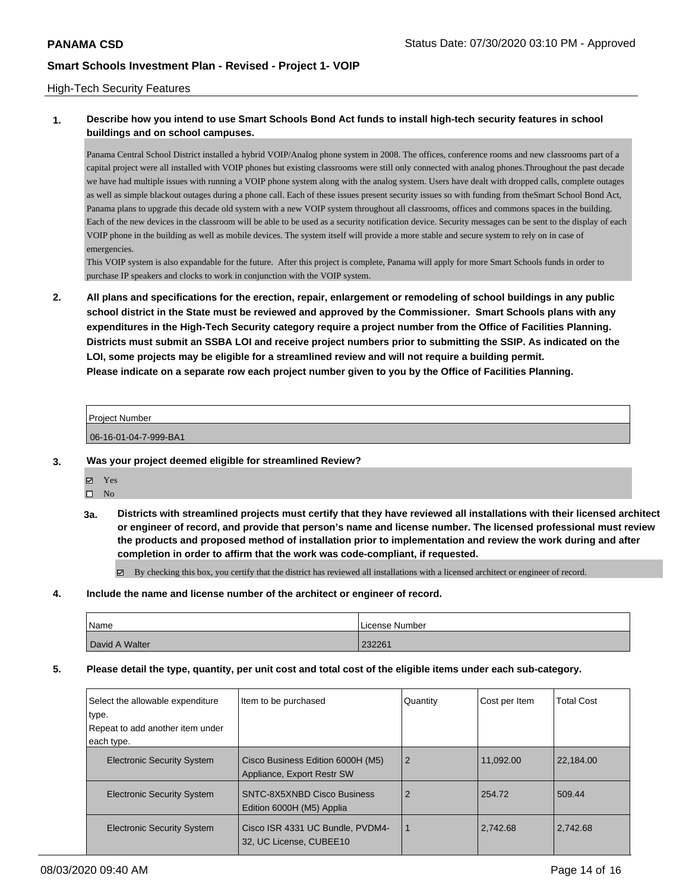## High-Tech Security Features

**1. Describe how you intend to use Smart Schools Bond Act funds to install high-tech security features in school buildings and on school campuses.**

Panama Central School District installed a hybrid VOIP/Analog phone system in 2008. The offices, conference rooms and new classrooms part of a capital project were all installed with VOIP phones but existing classrooms were still only connected with analog phones.Throughout the past decade we have had multiple issues with running a VOIP phone system along with the analog system. Users have dealt with dropped calls, complete outages as well as simple blackout outages during a phone call. Each of these issues present security issues so with funding from theSmart School Bond Act, Panama plans to upgrade this decade old system with a new VOIP system throughout all classrooms, offices and commons spaces in the building. Each of the new devices in the classroom will be able to be used as a security notification device. Security messages can be sent to the display of each VOIP phone in the building as well as mobile devices. The system itself will provide a more stable and secure system to rely on in case of emergencies.

This VOIP system is also expandable for the future. After this project is complete, Panama will apply for more Smart Schools funds in order to purchase IP speakers and clocks to work in conjunction with the VOIP system.

**2. All plans and specifications for the erection, repair, enlargement or remodeling of school buildings in any public school district in the State must be reviewed and approved by the Commissioner. Smart Schools plans with any expenditures in the High-Tech Security category require a project number from the Office of Facilities Planning. Districts must submit an SSBA LOI and receive project numbers prior to submitting the SSIP. As indicated on the LOI, some projects may be eligible for a streamlined review and will not require a building permit. Please indicate on a separate row each project number given to you by the Office of Facilities Planning.**

| Project Number |
|---|
| 06-16-01-04-7-999-BA1 |

**3. Was your project deemed eligible for streamlined Review?**

- ☑ Yes
- ☐ No

**3a. Districts with streamlined projects must certify that they have reviewed all installations with their licensed architect or engineer of record, and provide that person's name and license number. The licensed professional must review the products and proposed method of installation prior to implementation and review the work during and after completion in order to affirm that the work was code-compliant, if requested.**

- ☑ By checking this box, you certify that the district has reviewed all installations with a licensed architect or engineer of record.

**4. Include the name and license number of the architect or engineer of record.**

| Name | License Number |
|---|---|
| David A Walter | 232261 |

**5. Please detail the type, quantity, per unit cost and total cost of the eligible items under each sub-category.**

| Select the allowable expenditure type. Repeat to add another item under each type. | Item to be purchased | Quantity | Cost per Item | Total Cost |
|---|---|---|---|---|
| Electronic Security System | Cisco Business Edition 6000H (M5) Appliance, Export Restr SW | 2 | 11,092.00 | 22,184.00 |
| Electronic Security System | SNTC-8X5XNBD Cisco Business Edition 6000H (M5) Applia | 2 | 254.72 | 509.44 |
| Electronic Security System | Cisco ISR 4331 UC Bundle, PVDM4-32, UC License, CUBEE10 | 1 | 2,742.68 | 2,742.68 |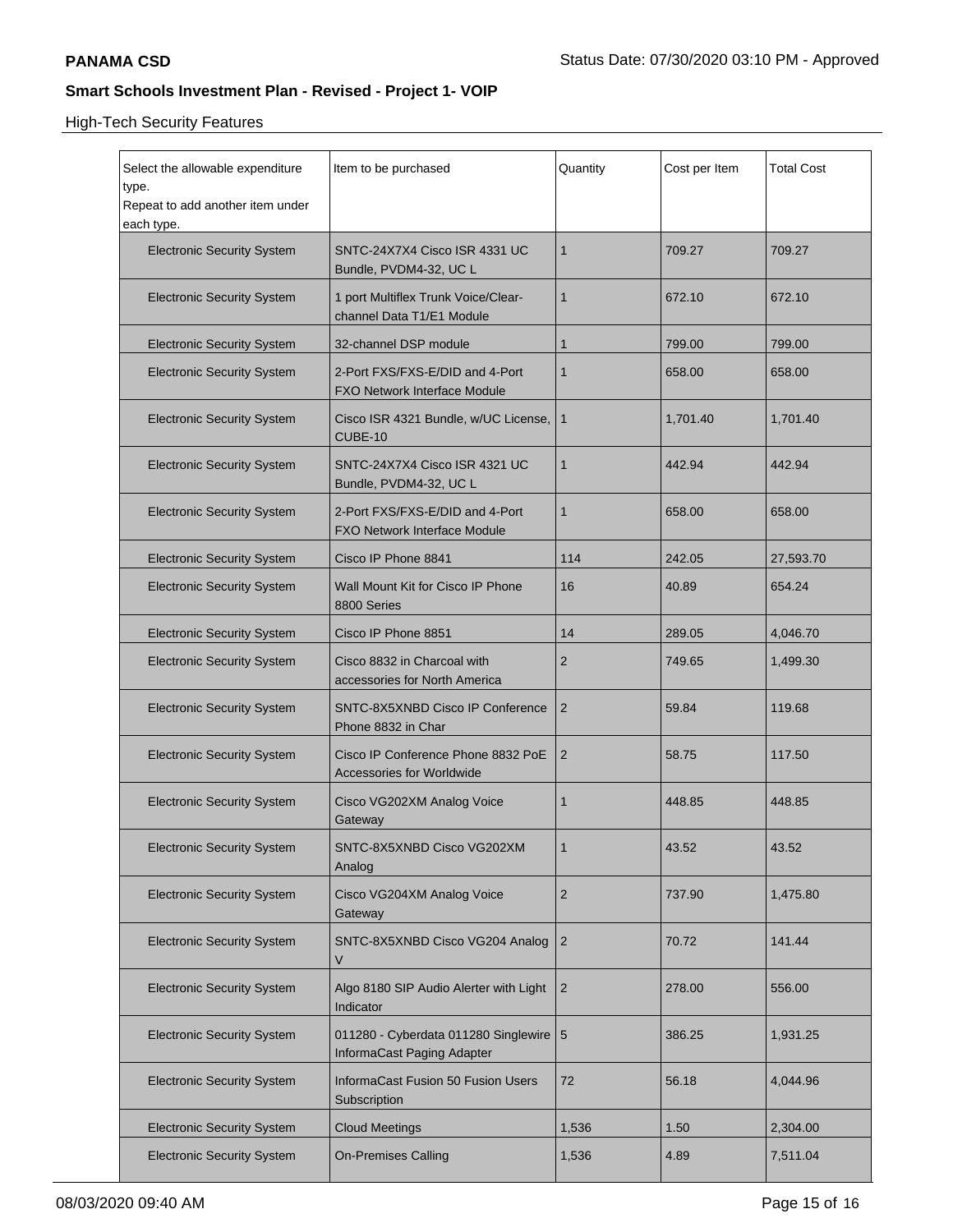## Smart Schools Investment Plan - Revised - Project 1- VOIP

High-Tech Security Features

| Select the allowable expenditure type. Repeat to add another item under each type. | Item to be purchased | Quantity | Cost per Item | Total Cost |
|---|---|---|---|---|
| Electronic Security System | SNTC-24X7X4 Cisco ISR 4331 UC Bundle, PVDM4-32, UC L | 1 | 709.27 | 709.27 |
| Electronic Security System | 1 port Multiflex Trunk Voice/Clear-channel Data T1/E1 Module | 1 | 672.10 | 672.10 |
| Electronic Security System | 32-channel DSP module | 1 | 799.00 | 799.00 |
| Electronic Security System | 2-Port FXS/FXS-E/DID and 4-Port FXO Network Interface Module | 1 | 658.00 | 658.00 |
| Electronic Security System | Cisco ISR 4321 Bundle, w/UC License, CUBE-10 | 1 | 1,701.40 | 1,701.40 |
| Electronic Security System | SNTC-24X7X4 Cisco ISR 4321 UC Bundle, PVDM4-32, UC L | 1 | 442.94 | 442.94 |
| Electronic Security System | 2-Port FXS/FXS-E/DID and 4-Port FXO Network Interface Module | 1 | 658.00 | 658.00 |
| Electronic Security System | Cisco IP Phone 8841 | 114 | 242.05 | 27,593.70 |
| Electronic Security System | Wall Mount Kit for Cisco IP Phone 8800 Series | 16 | 40.89 | 654.24 |
| Electronic Security System | Cisco IP Phone 8851 | 14 | 289.05 | 4,046.70 |
| Electronic Security System | Cisco 8832 in Charcoal with accessories for North America | 2 | 749.65 | 1,499.30 |
| Electronic Security System | SNTC-8X5XNBD Cisco IP Conference Phone 8832 in Char | 2 | 59.84 | 119.68 |
| Electronic Security System | Cisco IP Conference Phone 8832 PoE Accessories for Worldwide | 2 | 58.75 | 117.50 |
| Electronic Security System | Cisco VG202XM Analog Voice Gateway | 1 | 448.85 | 448.85 |
| Electronic Security System | SNTC-8X5XNBD Cisco VG202XM Analog | 1 | 43.52 | 43.52 |
| Electronic Security System | Cisco VG204XM Analog Voice Gateway | 2 | 737.90 | 1,475.80 |
| Electronic Security System | SNTC-8X5XNBD Cisco VG204 Analog V | 2 | 70.72 | 141.44 |
| Electronic Security System | Algo 8180 SIP Audio Alerter with Light Indicator | 2 | 278.00 | 556.00 |
| Electronic Security System | 011280 - Cyberdata 011280 Singlewire InformaCast Paging Adapter | 5 | 386.25 | 1,931.25 |
| Electronic Security System | InformaCast Fusion 50 Fusion Users Subscription | 72 | 56.18 | 4,044.96 |
| Electronic Security System | Cloud Meetings | 1,536 | 1.50 | 2,304.00 |
| Electronic Security System | On-Premises Calling | 1,536 | 4.89 | 7,511.04 |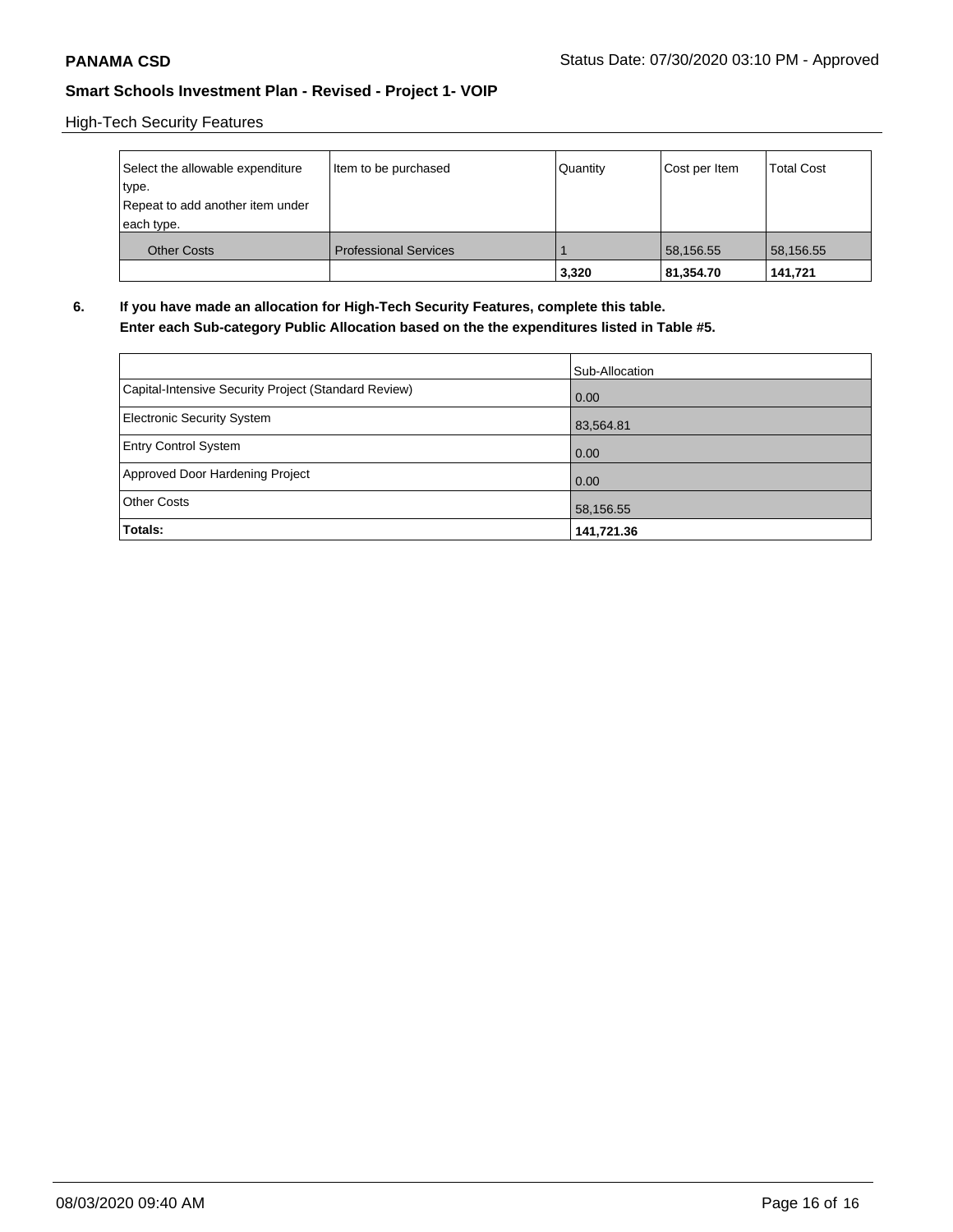High-Tech Security Features

| Select the allowable expenditure type. Repeat to add another item under each type. | Item to be purchased | Quantity | Cost per Item | Total Cost |
|---|---|---|---|---|
| Other Costs | Professional Services | 1 | 58,156.55 | 58,156.55 |
| | | **3,320** | **81,354.70** | **141,721** |

**6. If you have made an allocation for High-Tech Security Features, complete this table.**
**Enter each Sub-category Public Allocation based on the the expenditures listed in Table #5.**

| | Sub-Allocation |
|---|---|
| Capital-Intensive Security Project (Standard Review) | 0.00 |
| Electronic Security System | 83,564.81 |
| Entry Control System | 0.00 |
| Approved Door Hardening Project | 0.00 |
| Other Costs | 58,156.55 |
| **Totals:** | **141,721.36** |